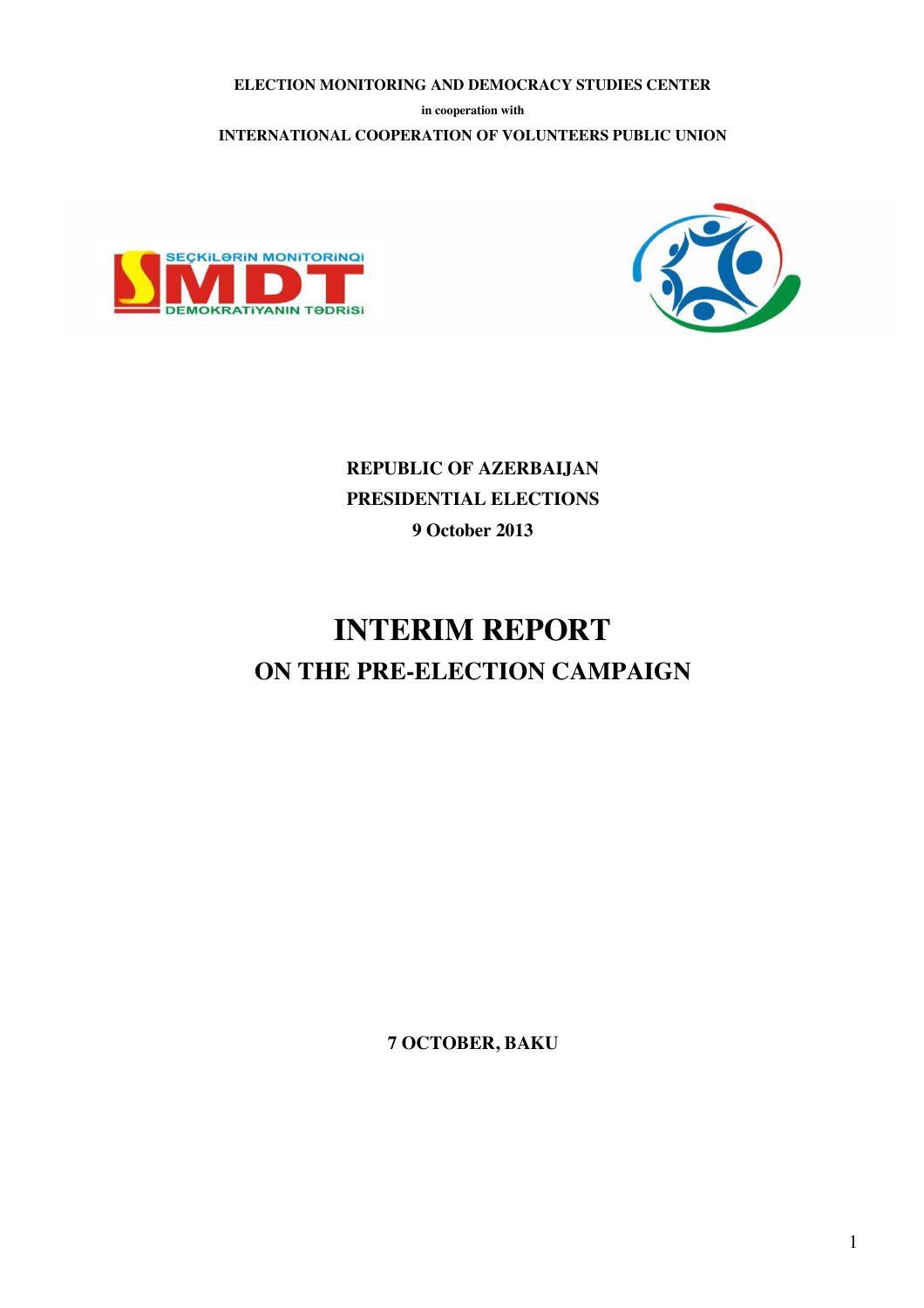**ELECTION MONITORING AND DEMOCRACY STUDIES CENTER**

**in cooperation with**

**INTERNATIONAL COOPERATION OF VOLUNTEERS PUBLIC UNION**

SEÇKİLƏRİN MONİTORİNQİ

SMDT

DEMOKRATİYANIN TƏDRİSİ

**REPUBLIC OF AZERBAIJAN**

**PRESIDENTIAL ELECTIONS**

**9 October 2013**

# INTERIM REPORT

## ON THE PRE-ELECTION CAMPAIGN

**7 OCTOBER, BAKU**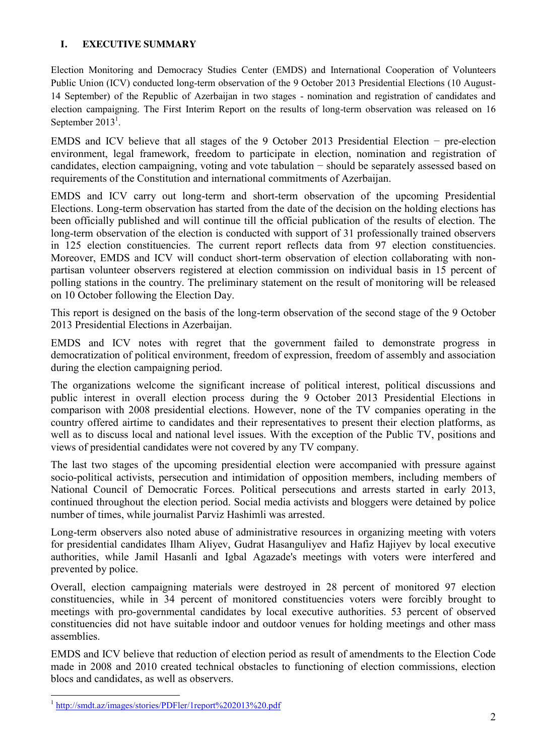## I. EXECUTIVE SUMMARY

Election Monitoring and Democracy Studies Center (EMDS) and International Cooperation of Volunteers Public Union (ICV) conducted long-term observation of the 9 October 2013 Presidential Elections (10 August-14 September) of the Republic of Azerbaijan in two stages - nomination and registration of candidates and election campaigning. The First Interim Report on the results of long-term observation was released on 16 September 2013[1].

EMDS and ICV believe that all stages of the 9 October 2013 Presidential Election − pre-election environment, legal framework, freedom to participate in election, nomination and registration of candidates, election campaigning, voting and vote tabulation − should be separately assessed based on requirements of the Constitution and international commitments of Azerbaijan.

EMDS and ICV carry out long-term and short-term observation of the upcoming Presidential Elections. Long-term observation has started from the date of the decision on the holding elections has been officially published and will continue till the official publication of the results of election. The long-term observation of the election is conducted with support of 31 professionally trained observers in 125 election constituencies. The current report reflects data from 97 election constituencies. Moreover, EMDS and ICV will conduct short-term observation of election collaborating with non-partisan volunteer observers registered at election commission on individual basis in 15 percent of polling stations in the country. The preliminary statement on the result of monitoring will be released on 10 October following the Election Day.

This report is designed on the basis of the long-term observation of the second stage of the 9 October 2013 Presidential Elections in Azerbaijan.

EMDS and ICV notes with regret that the government failed to demonstrate progress in democratization of political environment, freedom of expression, freedom of assembly and association during the election campaigning period.

The organizations welcome the significant increase of political interest, political discussions and public interest in overall election process during the 9 October 2013 Presidential Elections in comparison with 2008 presidential elections. However, none of the TV companies operating in the country offered airtime to candidates and their representatives to present their election platforms, as well as to discuss local and national level issues. With the exception of the Public TV, positions and views of presidential candidates were not covered by any TV company.

The last two stages of the upcoming presidential election were accompanied with pressure against socio-political activists, persecution and intimidation of opposition members, including members of National Council of Democratic Forces. Political persecutions and arrests started in early 2013, continued throughout the election period. Social media activists and bloggers were detained by police number of times, while journalist Parviz Hashimli was arrested.

Long-term observers also noted abuse of administrative resources in organizing meeting with voters for presidential candidates Ilham Aliyev, Gudrat Hasanguliyev and Hafiz Hajiyev by local executive authorities, while Jamil Hasanli and Igbal Agazade's meetings with voters were interfered and prevented by police.

Overall, election campaigning materials were destroyed in 28 percent of monitored 97 election constituencies, while in 34 percent of monitored constituencies voters were forcibly brought to meetings with pro-governmental candidates by local executive authorities. 53 percent of observed constituencies did not have suitable indoor and outdoor venues for holding meetings and other mass assemblies.

EMDS and ICV believe that reduction of election period as result of amendments to the Election Code made in 2008 and 2010 created technical obstacles to functioning of election commissions, election blocs and candidates, as well as observers.

---

[1] http://smdt.az/images/stories/PDFler/1report%202013%20.pdf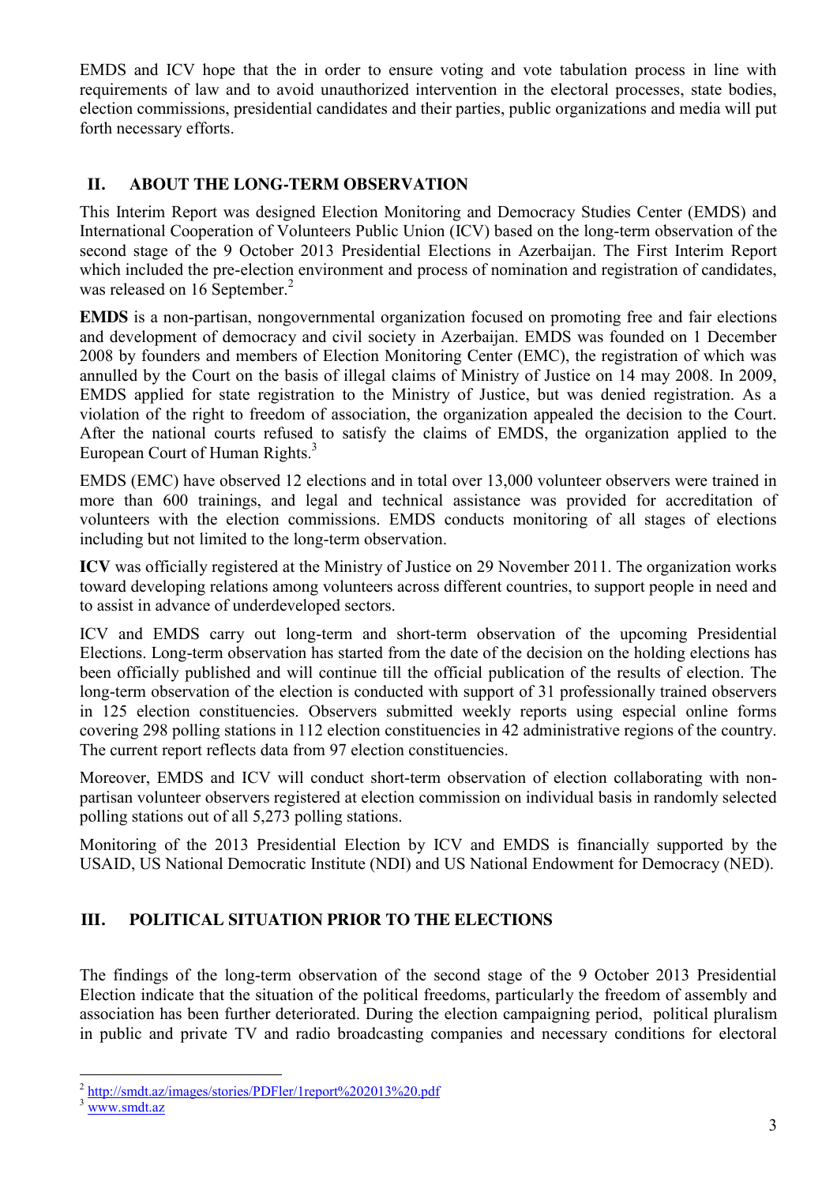EMDS and ICV hope that the in order to ensure voting and vote tabulation process in line with requirements of law and to avoid unauthorized intervention in the electoral processes, state bodies, election commissions, presidential candidates and their parties, public organizations and media will put forth necessary efforts.

## II. ABOUT THE LONG-TERM OBSERVATION

This Interim Report was designed Election Monitoring and Democracy Studies Center (EMDS) and International Cooperation of Volunteers Public Union (ICV) based on the long-term observation of the second stage of the 9 October 2013 Presidential Elections in Azerbaijan. The First Interim Report which included the pre-election environment and process of nomination and registration of candidates, was released on 16 September.[2]

**EMDS** is a non-partisan, nongovernmental organization focused on promoting free and fair elections and development of democracy and civil society in Azerbaijan. EMDS was founded on 1 December 2008 by founders and members of Election Monitoring Center (EMC), the registration of which was annulled by the Court on the basis of illegal claims of Ministry of Justice on 14 may 2008. In 2009, EMDS applied for state registration to the Ministry of Justice, but was denied registration. As a violation of the right to freedom of association, the organization appealed the decision to the Court. After the national courts refused to satisfy the claims of EMDS, the organization applied to the European Court of Human Rights.[3]

EMDS (EMC) have observed 12 elections and in total over 13,000 volunteer observers were trained in more than 600 trainings, and legal and technical assistance was provided for accreditation of volunteers with the election commissions. EMDS conducts monitoring of all stages of elections including but not limited to the long-term observation.

**ICV** was officially registered at the Ministry of Justice on 29 November 2011. The organization works toward developing relations among volunteers across different countries, to support people in need and to assist in advance of underdeveloped sectors.

ICV and EMDS carry out long-term and short-term observation of the upcoming Presidential Elections. Long-term observation has started from the date of the decision on the holding elections has been officially published and will continue till the official publication of the results of election. The long-term observation of the election is conducted with support of 31 professionally trained observers in 125 election constituencies. Observers submitted weekly reports using especial online forms covering 298 polling stations in 112 election constituencies in 42 administrative regions of the country. The current report reflects data from 97 election constituencies.

Moreover, EMDS and ICV will conduct short-term observation of election collaborating with non-partisan volunteer observers registered at election commission on individual basis in randomly selected polling stations out of all 5,273 polling stations.

Monitoring of the 2013 Presidential Election by ICV and EMDS is financially supported by the USAID, US National Democratic Institute (NDI) and US National Endowment for Democracy (NED).

## III. POLITICAL SITUATION PRIOR TO THE ELECTIONS

The findings of the long-term observation of the second stage of the 9 October 2013 Presidential Election indicate that the situation of the political freedoms, particularly the freedom of assembly and association has been further deteriorated. During the election campaigning period, political pluralism in public and private TV and radio broadcasting companies and necessary conditions for electoral

---

[2] http://smdt.az/images/stories/PDFler/1report%202013%20.pdf

[3] www.smdt.az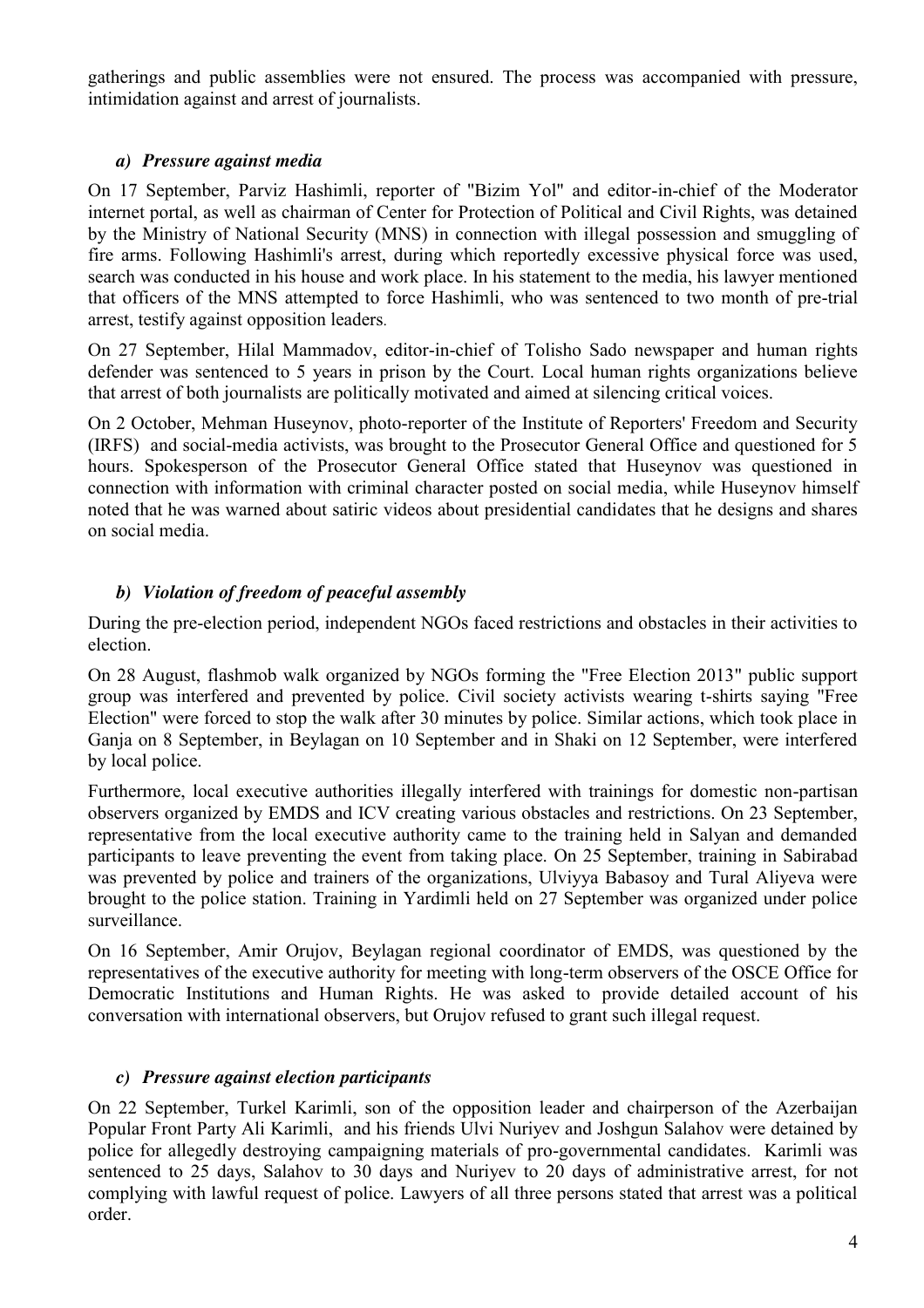gatherings and public assemblies were not ensured. The process was accompanied with pressure, intimidation against and arrest of journalists.

### *a) Pressure against media*

On 17 September, Parviz Hashimli, reporter of "Bizim Yol" and editor-in-chief of the Moderator internet portal, as well as chairman of Center for Protection of Political and Civil Rights, was detained by the Ministry of National Security (MNS) in connection with illegal possession and smuggling of fire arms. Following Hashimli's arrest, during which reportedly excessive physical force was used, search was conducted in his house and work place. In his statement to the media, his lawyer mentioned that officers of the MNS attempted to force Hashimli, who was sentenced to two month of pre-trial arrest, testify against opposition leaders.

On 27 September, Hilal Mammadov, editor-in-chief of Tolisho Sado newspaper and human rights defender was sentenced to 5 years in prison by the Court. Local human rights organizations believe that arrest of both journalists are politically motivated and aimed at silencing critical voices.

On 2 October, Mehman Huseynov, photo-reporter of the Institute of Reporters' Freedom and Security (IRFS) and social-media activists, was brought to the Prosecutor General Office and questioned for 5 hours. Spokesperson of the Prosecutor General Office stated that Huseynov was questioned in connection with information with criminal character posted on social media, while Huseynov himself noted that he was warned about satiric videos about presidential candidates that he designs and shares on social media.

### *b) Violation of freedom of peaceful assembly*

During the pre-election period, independent NGOs faced restrictions and obstacles in their activities to election.

On 28 August, flashmob walk organized by NGOs forming the "Free Election 2013" public support group was interfered and prevented by police. Civil society activists wearing t-shirts saying "Free Election" were forced to stop the walk after 30 minutes by police. Similar actions, which took place in Ganja on 8 September, in Beylagan on 10 September and in Shaki on 12 September, were interfered by local police.

Furthermore, local executive authorities illegally interfered with trainings for domestic non-partisan observers organized by EMDS and ICV creating various obstacles and restrictions. On 23 September, representative from the local executive authority came to the training held in Salyan and demanded participants to leave preventing the event from taking place. On 25 September, training in Sabirabad was prevented by police and trainers of the organizations, Ulviyya Babasoy and Tural Aliyeva were brought to the police station. Training in Yardimli held on 27 September was organized under police surveillance.

On 16 September, Amir Orujov, Beylagan regional coordinator of EMDS, was questioned by the representatives of the executive authority for meeting with long-term observers of the OSCE Office for Democratic Institutions and Human Rights. He was asked to provide detailed account of his conversation with international observers, but Orujov refused to grant such illegal request.

### *c) Pressure against election participants*

On 22 September, Turkel Karimli, son of the opposition leader and chairperson of the Azerbaijan Popular Front Party Ali Karimli, and his friends Ulvi Nuriyev and Joshgun Salahov were detained by police for allegedly destroying campaigning materials of pro-governmental candidates. Karimli was sentenced to 25 days, Salahov to 30 days and Nuriyev to 20 days of administrative arrest, for not complying with lawful request of police. Lawyers of all three persons stated that arrest was a political order.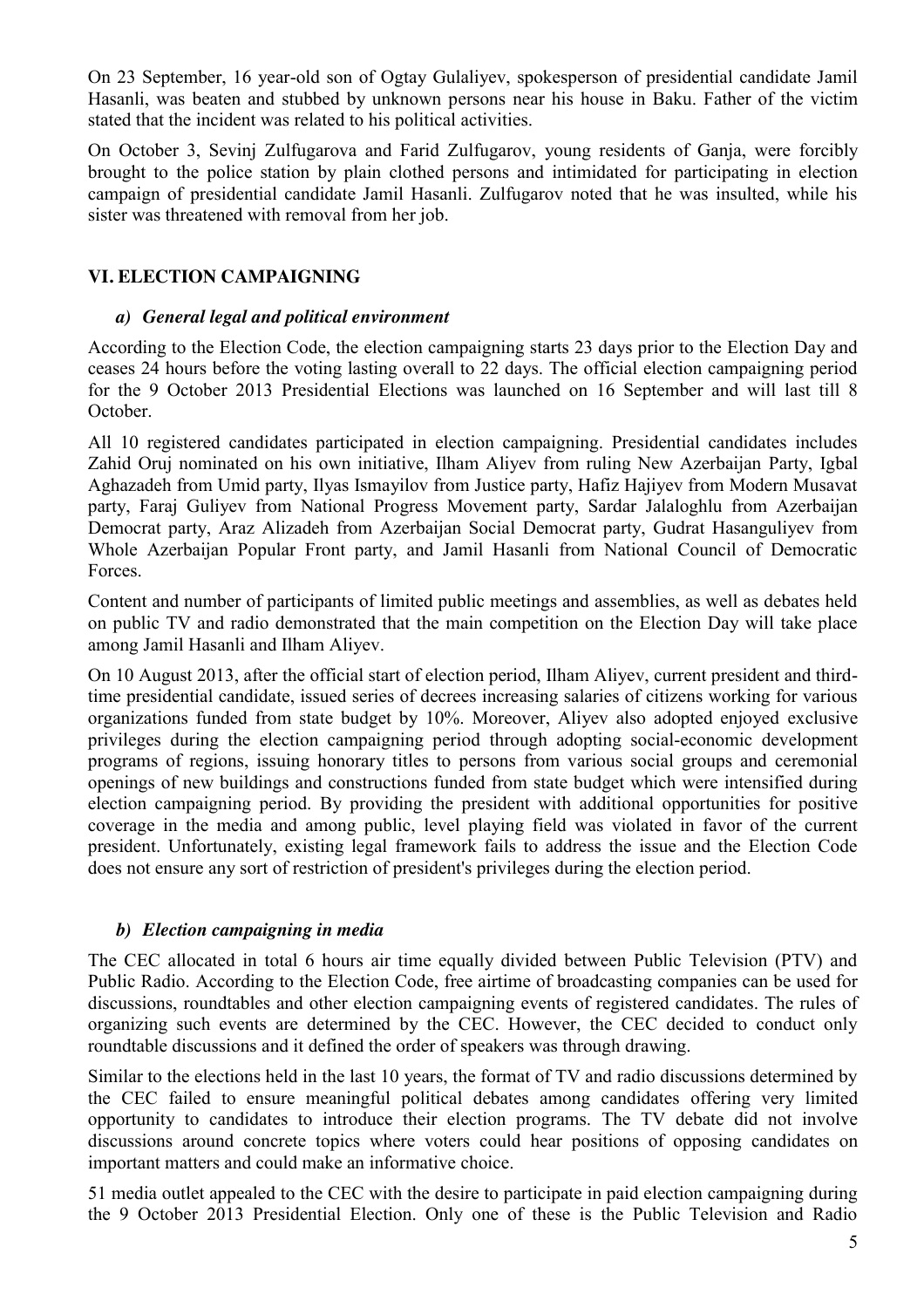On 23 September, 16 year-old son of Ogtay Gulaliyev, spokesperson of presidential candidate Jamil Hasanli, was beaten and stubbed by unknown persons near his house in Baku. Father of the victim stated that the incident was related to his political activities.

On October 3, Sevinj Zulfugarova and Farid Zulfugarov, young residents of Ganja, were forcibly brought to the police station by plain clothed persons and intimidated for participating in election campaign of presidential candidate Jamil Hasanli. Zulfugarov noted that he was insulted, while his sister was threatened with removal from her job.

## VI. ELECTION CAMPAIGNING

### *a) General legal and political environment*

According to the Election Code, the election campaigning starts 23 days prior to the Election Day and ceases 24 hours before the voting lasting overall to 22 days. The official election campaigning period for the 9 October 2013 Presidential Elections was launched on 16 September and will last till 8 October.

All 10 registered candidates participated in election campaigning. Presidential candidates includes Zahid Oruj nominated on his own initiative, Ilham Aliyev from ruling New Azerbaijan Party, Igbal Aghazadeh from Umid party, Ilyas Ismayilov from Justice party, Hafiz Hajiyev from Modern Musavat party, Faraj Guliyev from National Progress Movement party, Sardar Jalaloghlu from Azerbaijan Democrat party, Araz Alizadeh from Azerbaijan Social Democrat party, Gudrat Hasanguliyev from Whole Azerbaijan Popular Front party, and Jamil Hasanli from National Council of Democratic Forces.

Content and number of participants of limited public meetings and assemblies, as well as debates held on public TV and radio demonstrated that the main competition on the Election Day will take place among Jamil Hasanli and Ilham Aliyev.

On 10 August 2013, after the official start of election period, Ilham Aliyev, current president and third-time presidential candidate, issued series of decrees increasing salaries of citizens working for various organizations funded from state budget by 10%. Moreover, Aliyev also adopted enjoyed exclusive privileges during the election campaigning period through adopting social-economic development programs of regions, issuing honorary titles to persons from various social groups and ceremonial openings of new buildings and constructions funded from state budget which were intensified during election campaigning period. By providing the president with additional opportunities for positive coverage in the media and among public, level playing field was violated in favor of the current president. Unfortunately, existing legal framework fails to address the issue and the Election Code does not ensure any sort of restriction of president's privileges during the election period.

### *b) Election campaigning in media*

The CEC allocated in total 6 hours air time equally divided between Public Television (PTV) and Public Radio. According to the Election Code, free airtime of broadcasting companies can be used for discussions, roundtables and other election campaigning events of registered candidates. The rules of organizing such events are determined by the CEC. However, the CEC decided to conduct only roundtable discussions and it defined the order of speakers was through drawing.

Similar to the elections held in the last 10 years, the format of TV and radio discussions determined by the CEC failed to ensure meaningful political debates among candidates offering very limited opportunity to candidates to introduce their election programs. The TV debate did not involve discussions around concrete topics where voters could hear positions of opposing candidates on important matters and could make an informative choice.

51 media outlet appealed to the CEC with the desire to participate in paid election campaigning during the 9 October 2013 Presidential Election. Only one of these is the Public Television and Radio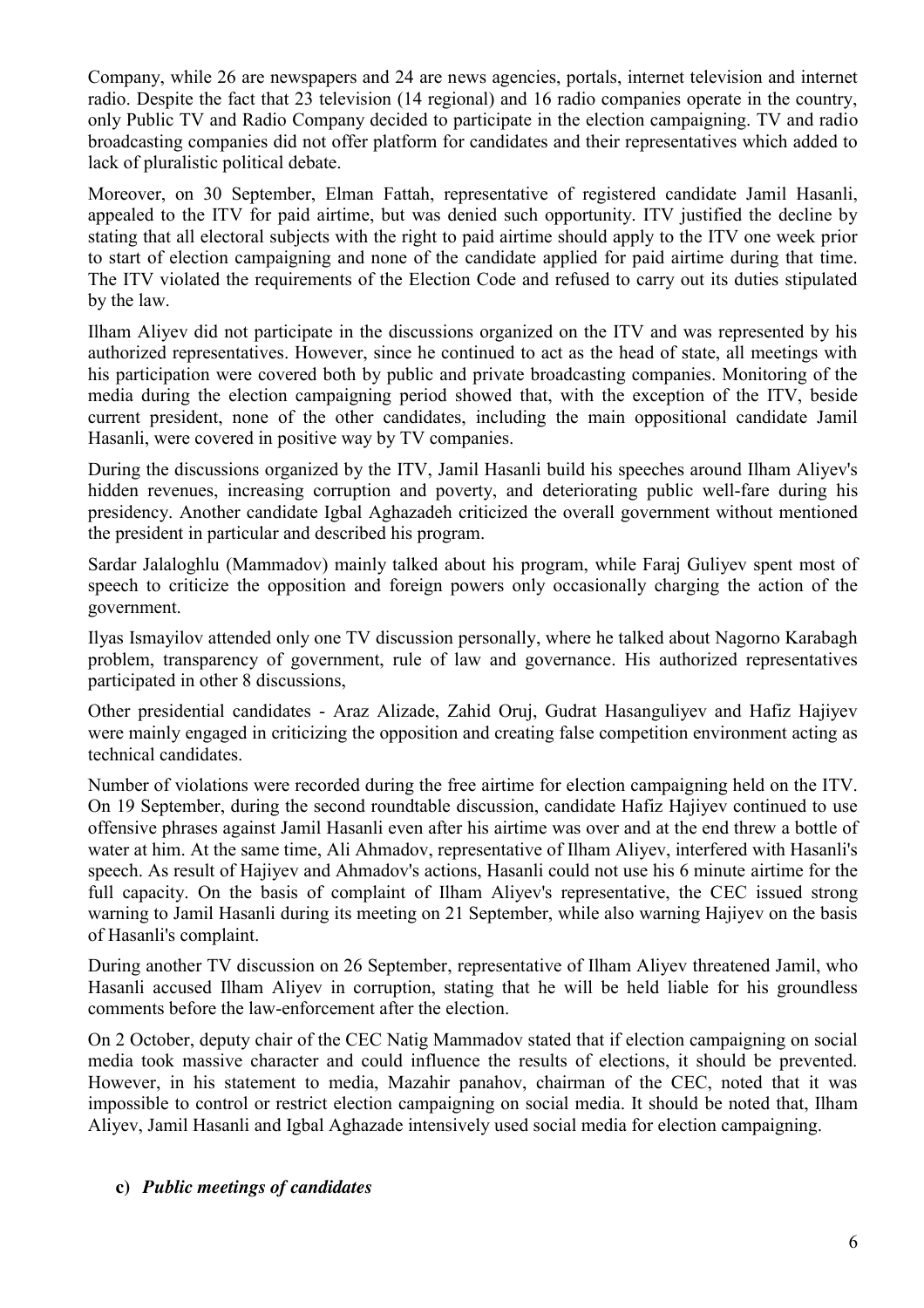Company, while 26 are newspapers and 24 are news agencies, portals, internet television and internet radio. Despite the fact that 23 television (14 regional) and 16 radio companies operate in the country, only Public TV and Radio Company decided to participate in the election campaigning. TV and radio broadcasting companies did not offer platform for candidates and their representatives which added to lack of pluralistic political debate.

Moreover, on 30 September, Elman Fattah, representative of registered candidate Jamil Hasanli, appealed to the ITV for paid airtime, but was denied such opportunity. ITV justified the decline by stating that all electoral subjects with the right to paid airtime should apply to the ITV one week prior to start of election campaigning and none of the candidate applied for paid airtime during that time. The ITV violated the requirements of the Election Code and refused to carry out its duties stipulated by the law.

Ilham Aliyev did not participate in the discussions organized on the ITV and was represented by his authorized representatives. However, since he continued to act as the head of state, all meetings with his participation were covered both by public and private broadcasting companies. Monitoring of the media during the election campaigning period showed that, with the exception of the ITV, beside current president, none of the other candidates, including the main oppositional candidate Jamil Hasanli, were covered in positive way by TV companies.

During the discussions organized by the ITV, Jamil Hasanli build his speeches around Ilham Aliyev's hidden revenues, increasing corruption and poverty, and deteriorating public well-fare during his presidency. Another candidate Igbal Aghazadeh criticized the overall government without mentioned the president in particular and described his program.

Sardar Jalaloghlu (Mammadov) mainly talked about his program, while Faraj Guliyev spent most of speech to criticize the opposition and foreign powers only occasionally charging the action of the government.

Ilyas Ismayilov attended only one TV discussion personally, where he talked about Nagorno Karabagh problem, transparency of government, rule of law and governance. His authorized representatives participated in other 8 discussions,

Other presidential candidates - Araz Alizade, Zahid Oruj, Gudrat Hasanguliyev and Hafiz Hajiyev were mainly engaged in criticizing the opposition and creating false competition environment acting as technical candidates.

Number of violations were recorded during the free airtime for election campaigning held on the ITV. On 19 September, during the second roundtable discussion, candidate Hafiz Hajiyev continued to use offensive phrases against Jamil Hasanli even after his airtime was over and at the end threw a bottle of water at him. At the same time, Ali Ahmadov, representative of Ilham Aliyev, interfered with Hasanli's speech. As result of Hajiyev and Ahmadov's actions, Hasanli could not use his 6 minute airtime for the full capacity. On the basis of complaint of Ilham Aliyev's representative, the CEC issued strong warning to Jamil Hasanli during its meeting on 21 September, while also warning Hajiyev on the basis of Hasanli's complaint.

During another TV discussion on 26 September, representative of Ilham Aliyev threatened Jamil, who Hasanli accused Ilham Aliyev in corruption, stating that he will be held liable for his groundless comments before the law-enforcement after the election.

On 2 October, deputy chair of the CEC Natig Mammadov stated that if election campaigning on social media took massive character and could influence the results of elections, it should be prevented. However, in his statement to media, Mazahir panahov, chairman of the CEC, noted that it was impossible to control or restrict election campaigning on social media. It should be noted that, Ilham Aliyev, Jamil Hasanli and Igbal Aghazade intensively used social media for election campaigning.

**c)** ***Public meetings of candidates***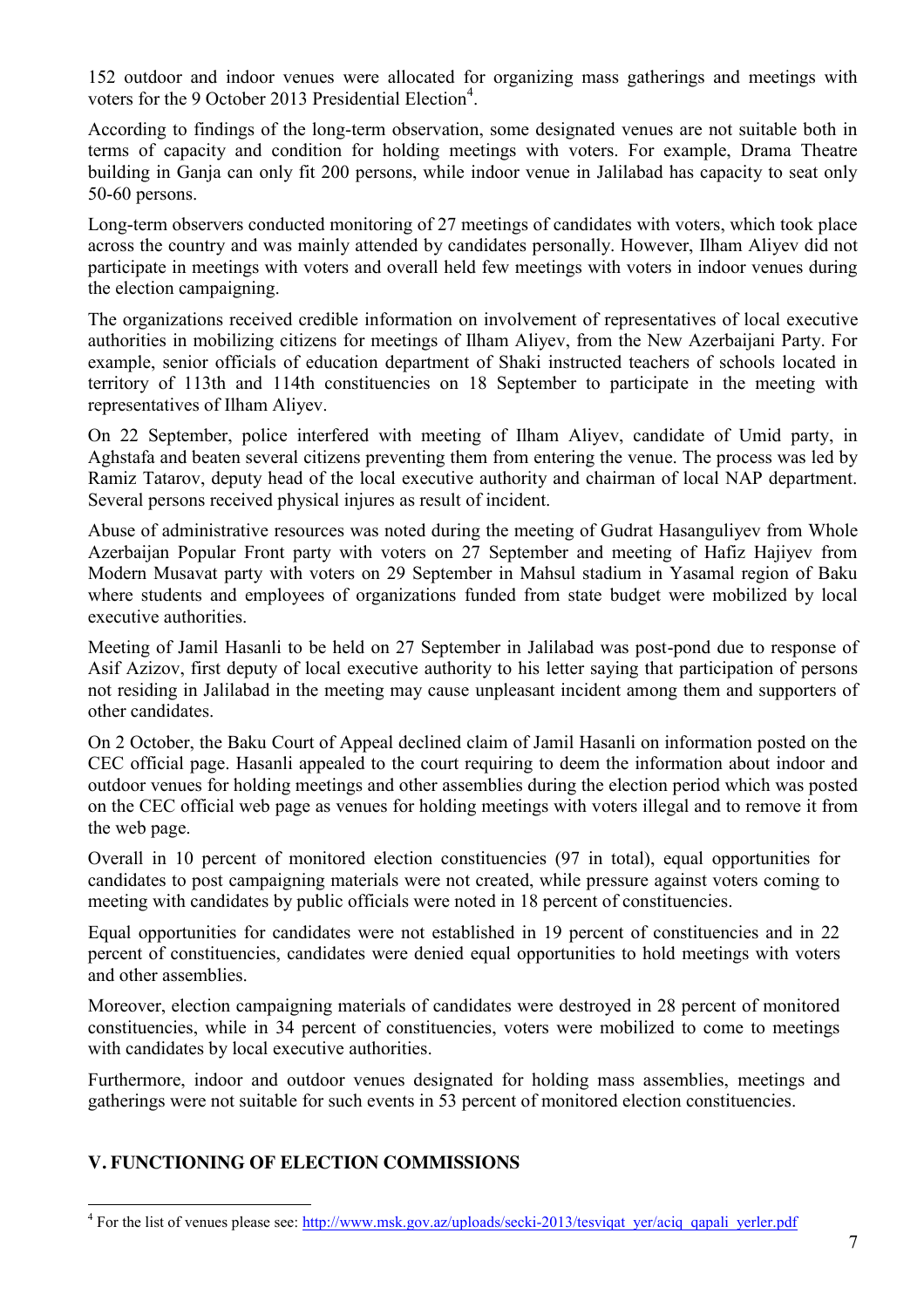152 outdoor and indoor venues were allocated for organizing mass gatherings and meetings with voters for the 9 October 2013 Presidential Election[4].

According to findings of the long-term observation, some designated venues are not suitable both in terms of capacity and condition for holding meetings with voters. For example, Drama Theatre building in Ganja can only fit 200 persons, while indoor venue in Jalilabad has capacity to seat only 50-60 persons.

Long-term observers conducted monitoring of 27 meetings of candidates with voters, which took place across the country and was mainly attended by candidates personally. However, Ilham Aliyev did not participate in meetings with voters and overall held few meetings with voters in indoor venues during the election campaigning.

The organizations received credible information on involvement of representatives of local executive authorities in mobilizing citizens for meetings of Ilham Aliyev, from the New Azerbaijani Party. For example, senior officials of education department of Shaki instructed teachers of schools located in territory of 113th and 114th constituencies on 18 September to participate in the meeting with representatives of Ilham Aliyev.

On 22 September, police interfered with meeting of Ilham Aliyev, candidate of Umid party, in Aghstafa and beaten several citizens preventing them from entering the venue. The process was led by Ramiz Tatarov, deputy head of the local executive authority and chairman of local NAP department. Several persons received physical injures as result of incident.

Abuse of administrative resources was noted during the meeting of Gudrat Hasanguliyev from Whole Azerbaijan Popular Front party with voters on 27 September and meeting of Hafiz Hajiyev from Modern Musavat party with voters on 29 September in Mahsul stadium in Yasamal region of Baku where students and employees of organizations funded from state budget were mobilized by local executive authorities.

Meeting of Jamil Hasanli to be held on 27 September in Jalilabad was post-pond due to response of Asif Azizov, first deputy of local executive authority to his letter saying that participation of persons not residing in Jalilabad in the meeting may cause unpleasant incident among them and supporters of other candidates.

On 2 October, the Baku Court of Appeal declined claim of Jamil Hasanli on information posted on the CEC official page. Hasanli appealed to the court requiring to deem the information about indoor and outdoor venues for holding meetings and other assemblies during the election period which was posted on the CEC official web page as venues for holding meetings with voters illegal and to remove it from the web page.

Overall in 10 percent of monitored election constituencies (97 in total), equal opportunities for candidates to post campaigning materials were not created, while pressure against voters coming to meeting with candidates by public officials were noted in 18 percent of constituencies.

Equal opportunities for candidates were not established in 19 percent of constituencies and in 22 percent of constituencies, candidates were denied equal opportunities to hold meetings with voters and other assemblies.

Moreover, election campaigning materials of candidates were destroyed in 28 percent of monitored constituencies, while in 34 percent of constituencies, voters were mobilized to come to meetings with candidates by local executive authorities.

Furthermore, indoor and outdoor venues designated for holding mass assemblies, meetings and gatherings were not suitable for such events in 53 percent of monitored election constituencies.

## V. FUNCTIONING OF ELECTION COMMISSIONS

[4] For the list of venues please see: http://www.msk.gov.az/uploads/secki-2013/tesviqat_yer/aciq_qapali_yerler.pdf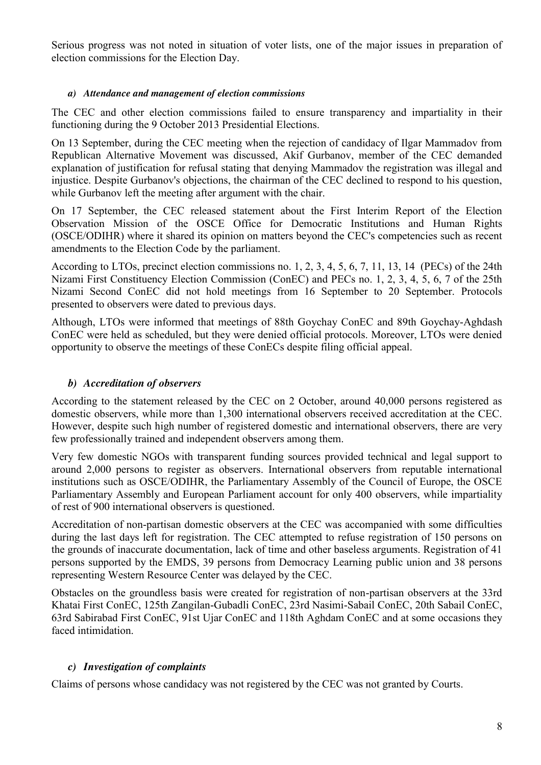Serious progress was not noted in situation of voter lists, one of the major issues in preparation of election commissions for the Election Day.

### *a) Attendance and management of election commissions*

The CEC and other election commissions failed to ensure transparency and impartiality in their functioning during the 9 October 2013 Presidential Elections.

On 13 September, during the CEC meeting when the rejection of candidacy of Ilgar Mammadov from Republican Alternative Movement was discussed, Akif Gurbanov, member of the CEC demanded explanation of justification for refusal stating that denying Mammadov the registration was illegal and injustice. Despite Gurbanov's objections, the chairman of the CEC declined to respond to his question, while Gurbanov left the meeting after argument with the chair.

On 17 September, the CEC released statement about the First Interim Report of the Election Observation Mission of the OSCE Office for Democratic Institutions and Human Rights (OSCE/ODIHR) where it shared its opinion on matters beyond the CEC's competencies such as recent amendments to the Election Code by the parliament.

According to LTOs, precinct election commissions no. 1, 2, 3, 4, 5, 6, 7, 11, 13, 14 (PECs) of the 24th Nizami First Constituency Election Commission (ConEC) and PECs no. 1, 2, 3, 4, 5, 6, 7 of the 25th Nizami Second ConEC did not hold meetings from 16 September to 20 September. Protocols presented to observers were dated to previous days.

Although, LTOs were informed that meetings of 88th Goychay ConEC and 89th Goychay-Aghdash ConEC were held as scheduled, but they were denied official protocols. Moreover, LTOs were denied opportunity to observe the meetings of these ConECs despite filing official appeal.

### *b) Accreditation of observers*

According to the statement released by the CEC on 2 October, around 40,000 persons registered as domestic observers, while more than 1,300 international observers received accreditation at the CEC. However, despite such high number of registered domestic and international observers, there are very few professionally trained and independent observers among them.

Very few domestic NGOs with transparent funding sources provided technical and legal support to around 2,000 persons to register as observers. International observers from reputable international institutions such as OSCE/ODIHR, the Parliamentary Assembly of the Council of Europe, the OSCE Parliamentary Assembly and European Parliament account for only 400 observers, while impartiality of rest of 900 international observers is questioned.

Accreditation of non-partisan domestic observers at the CEC was accompanied with some difficulties during the last days left for registration. The CEC attempted to refuse registration of 150 persons on the grounds of inaccurate documentation, lack of time and other baseless arguments. Registration of 41 persons supported by the EMDS, 39 persons from Democracy Learning public union and 38 persons representing Western Resource Center was delayed by the CEC.

Obstacles on the groundless basis were created for registration of non-partisan observers at the 33rd Khatai First ConEC, 125th Zangilan-Gubadli ConEC, 23rd Nasimi-Sabail ConEC, 20th Sabail ConEC, 63rd Sabirabad First ConEC, 91st Ujar ConEC and 118th Aghdam ConEC and at some occasions they faced intimidation.

### *c) Investigation of complaints*

Claims of persons whose candidacy was not registered by the CEC was not granted by Courts.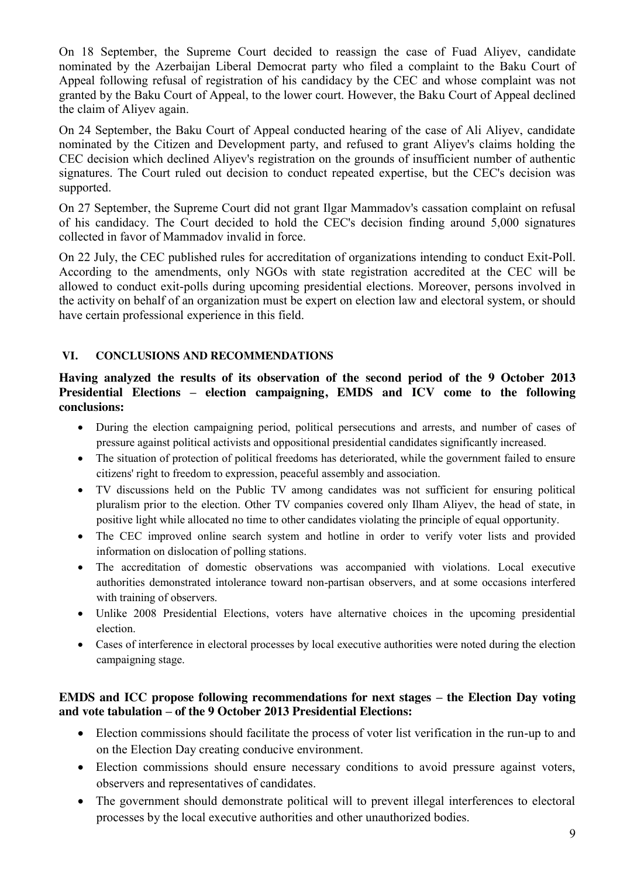On 18 September, the Supreme Court decided to reassign the case of Fuad Aliyev, candidate nominated by the Azerbaijan Liberal Democrat party who filed a complaint to the Baku Court of Appeal following refusal of registration of his candidacy by the CEC and whose complaint was not granted by the Baku Court of Appeal, to the lower court. However, the Baku Court of Appeal declined the claim of Aliyev again.

On 24 September, the Baku Court of Appeal conducted hearing of the case of Ali Aliyev, candidate nominated by the Citizen and Development party, and refused to grant Aliyev's claims holding the CEC decision which declined Aliyev's registration on the grounds of insufficient number of authentic signatures. The Court ruled out decision to conduct repeated expertise, but the CEC's decision was supported.

On 27 September, the Supreme Court did not grant Ilgar Mammadov's cassation complaint on refusal of his candidacy. The Court decided to hold the CEC's decision finding around 5,000 signatures collected in favor of Mammadov invalid in force.

On 22 July, the CEC published rules for accreditation of organizations intending to conduct Exit-Poll. According to the amendments, only NGOs with state registration accredited at the CEC will be allowed to conduct exit-polls during upcoming presidential elections. Moreover, persons involved in the activity on behalf of an organization must be expert on election law and electoral system, or should have certain professional experience in this field.

## VI. CONCLUSIONS AND RECOMMENDATIONS

**Having analyzed the results of its observation of the second period of the 9 October 2013 Presidential Elections – election campaigning, EMDS and ICV come to the following conclusions:**

- During the election campaigning period, political persecutions and arrests, and number of cases of pressure against political activists and oppositional presidential candidates significantly increased.
- The situation of protection of political freedoms has deteriorated, while the government failed to ensure citizens' right to freedom to expression, peaceful assembly and association.
- TV discussions held on the Public TV among candidates was not sufficient for ensuring political pluralism prior to the election. Other TV companies covered only Ilham Aliyev, the head of state, in positive light while allocated no time to other candidates violating the principle of equal opportunity.
- The CEC improved online search system and hotline in order to verify voter lists and provided information on dislocation of polling stations.
- The accreditation of domestic observations was accompanied with violations. Local executive authorities demonstrated intolerance toward non-partisan observers, and at some occasions interfered with training of observers.
- Unlike 2008 Presidential Elections, voters have alternative choices in the upcoming presidential election.
- Cases of interference in electoral processes by local executive authorities were noted during the election campaigning stage.

**EMDS and ICC propose following recommendations for next stages – the Election Day voting and vote tabulation – of the 9 October 2013 Presidential Elections:**

- Election commissions should facilitate the process of voter list verification in the run-up to and on the Election Day creating conducive environment.
- Election commissions should ensure necessary conditions to avoid pressure against voters, observers and representatives of candidates.
- The government should demonstrate political will to prevent illegal interferences to electoral processes by the local executive authorities and other unauthorized bodies.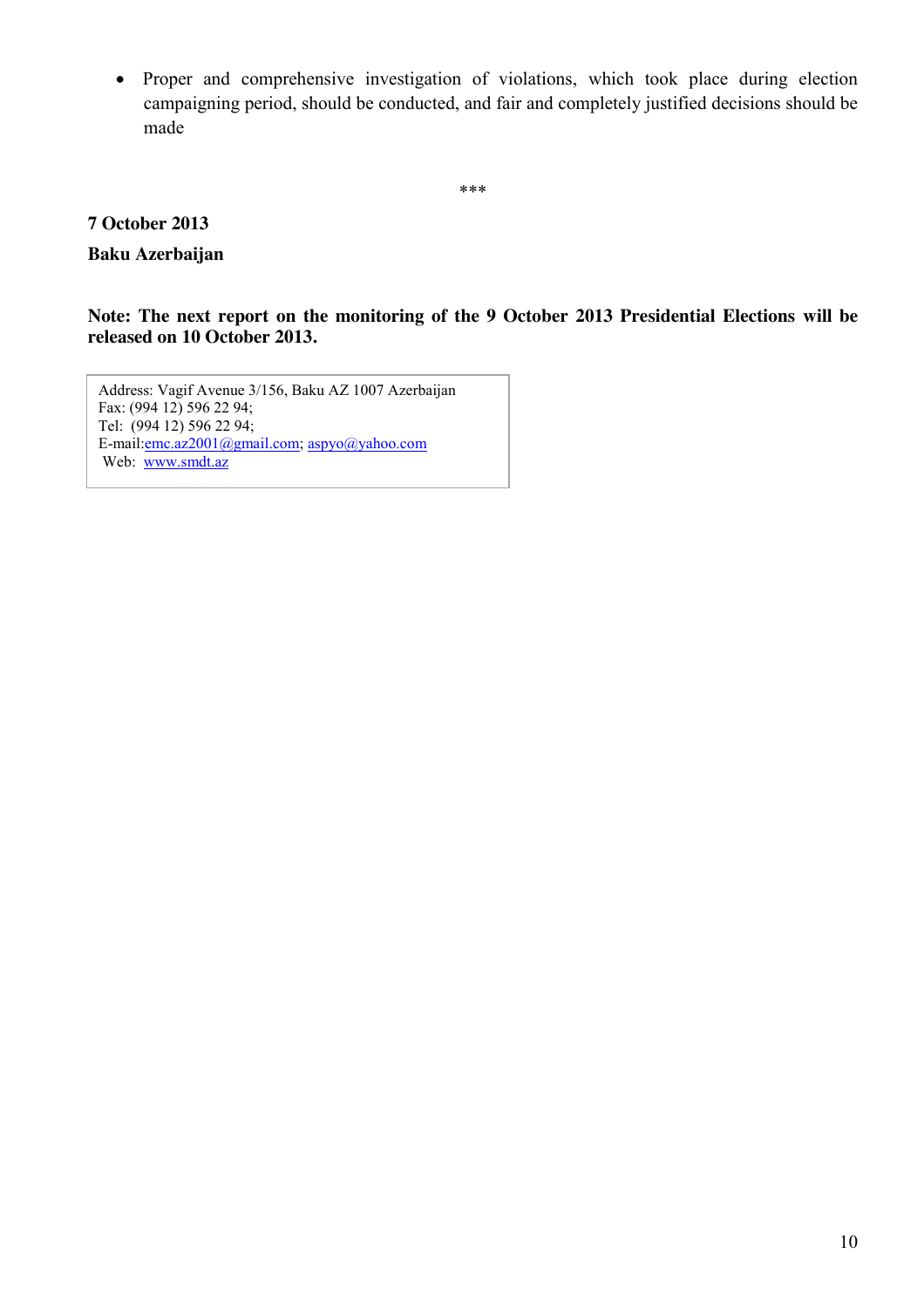- Proper and comprehensive investigation of violations, which took place during election campaigning period, should be conducted, and fair and completely justified decisions should be made

***

**7 October 2013**

**Baku Azerbaijan**

**Note: The next report on the monitoring of the 9 October 2013 Presidential Elections will be released on 10 October 2013.**

Address: Vagif Avenue 3/156, Baku AZ 1007 Azerbaijan
Fax: (994 12) 596 22 94;
Tel: (994 12) 596 22 94;
E-mail:emc.az2001@gmail.com; aspyo@yahoo.com
Web: www.smdt.az